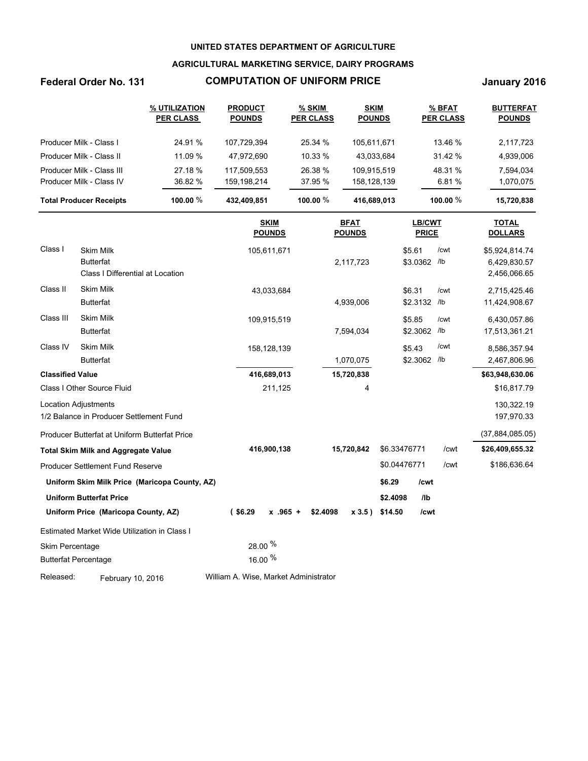UNITED STATES DEPARTMENT OF AGRICULTURE

AGRICULTURAL MARKETING SERVICE, DAIRY PROGRAMS

**Federal Order No. 131** | **COMPUTATION OF UNIFORM PRICE** | **January 2016**

| | % UTILIZATION PER CLASS | PRODUCT POUNDS | % SKIM PER CLASS | SKIM POUNDS | % BFAT PER CLASS | BUTTERFAT POUNDS |
|---|---|---|---|---|---|---|
| Producer Milk - Class I | 24.91 % | 107,729,394 | 25.34 % | 105,611,671 | 13.46 % | 2,117,723 |
| Producer Milk - Class II | 11.09 % | 47,972,690 | 10.33 % | 43,033,684 | 31.42 % | 4,939,006 |
| Producer Milk - Class III | 27.18 % | 117,509,553 | 26.38 % | 109,915,519 | 48.31 % | 7,594,034 |
| Producer Milk - Class IV | 36.82 % | 159,198,214 | 37.95 % | 158,128,139 | 6.81 % | 1,070,075 |
| **Total Producer Receipts** | **100.00** % | **432,409,851** | **100.00** % | **416,689,013** | **100.00** % | **15,720,838** |

| | | SKIM POUNDS | BFAT POUNDS | LB/CWT PRICE | | TOTAL DOLLARS |
|---|---|---|---|---|---|---|
| Class I | Skim Milk | 105,611,671 | | $5.61 | /cwt | $5,924,814.74 |
| | Butterfat | | 2,117,723 | $3.0362 | /lb | 6,429,830.57 |
| | Class I Differential at Location | | | | | 2,456,066.65 |
| Class II | Skim Milk | 43,033,684 | | $6.31 | /cwt | 2,715,425.46 |
| | Butterfat | | 4,939,006 | $2.3132 | /lb | 11,424,908.67 |
| Class III | Skim Milk | 109,915,519 | | $5.85 | /cwt | 6,430,057.86 |
| | Butterfat | | 7,594,034 | $2.3062 | /lb | 17,513,361.21 |
| Class IV | Skim Milk | 158,128,139 | | $5.43 | /cwt | 8,586,357.94 |
| | Butterfat | | 1,070,075 | $2.3062 | /lb | 2,467,806.96 |
| **Classified Value** | | **416,689,013** | **15,720,838** | | | **$63,948,630.06** |
| Class I Other Source Fluid | | 211,125 | 4 | | | $16,817.79 |
| Location Adjustments | | | | | | 130,322.19 |
| 1/2 Balance in Producer Settlement Fund | | | | | | 197,970.33 |
| Producer Butterfat at Uniform Butterfat Price | | | | | | (37,884,085.05) |
| **Total Skim Milk and Aggregate Value** | | **416,900,138** | **15,720,842** | $6.33476771 | /cwt | **$26,409,655.32** |
| Producer Settlement Fund Reserve | | | | $0.04476771 | /cwt | $186,636.64 |
| **Uniform Skim Milk Price (Maricopa County, AZ)** | | | | **$6.29** | **/cwt** | |
| **Uniform Butterfat Price** | | | | **$2.4098** | **/lb** | |
| **Uniform Price (Maricopa County, AZ)** | | **( $6.29 x .965 +** | **$2.4098 x 3.5 )** | **$14.50** | **/cwt** | |

Estimated Market Wide Utilization in Class I

| | |
|---|---|
| Skim Percentage | 28.00 % |
| Butterfat Percentage | 16.00 % |

Released: February 10, 2016 William A. Wise, Market Administrator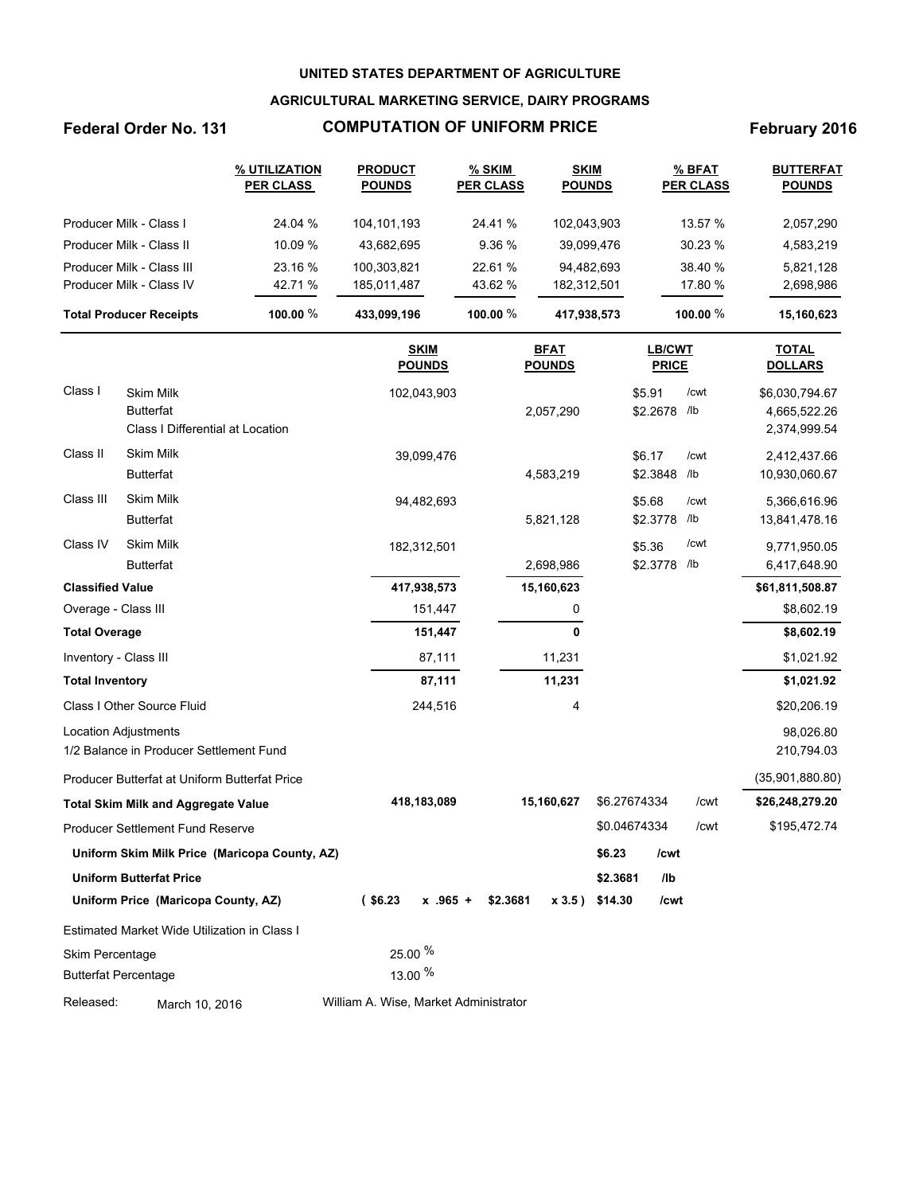**UNITED STATES DEPARTMENT OF AGRICULTURE**

**AGRICULTURAL MARKETING SERVICE, DAIRY PROGRAMS**

**Federal Order No. 131** — **COMPUTATION OF UNIFORM PRICE** — **February 2016**

| | % UTILIZATION PER CLASS | PRODUCT POUNDS | % SKIM PER CLASS | SKIM POUNDS | % BFAT PER CLASS | BUTTERFAT POUNDS |
|---|---|---|---|---|---|---|
| Producer Milk - Class I | 24.04 % | 104,101,193 | 24.41 % | 102,043,903 | 13.57 % | 2,057,290 |
| Producer Milk - Class II | 10.09 % | 43,682,695 | 9.36 % | 39,099,476 | 30.23 % | 4,583,219 |
| Producer Milk - Class III | 23.16 % | 100,303,821 | 22.61 % | 94,482,693 | 38.40 % | 5,821,128 |
| Producer Milk - Class IV | 42.71 % | 185,011,487 | 43.62 % | 182,312,501 | 17.80 % | 2,698,986 |
| **Total Producer Receipts** | **100.00 %** | **433,099,196** | **100.00 %** | **417,938,573** | **100.00 %** | **15,160,623** |

| | | SKIM POUNDS | BFAT POUNDS | LB/CWT PRICE | | TOTAL DOLLARS |
|---|---|---|---|---|---|---|
| Class I | Skim Milk | 102,043,903 | | $5.91 | /cwt | $6,030,794.67 |
| | Butterfat | | 2,057,290 | $2.2678 | /lb | 4,665,522.26 |
| | Class I Differential at Location | | | | | 2,374,999.54 |
| Class II | Skim Milk | 39,099,476 | | $6.17 | /cwt | 2,412,437.66 |
| | Butterfat | | 4,583,219 | $2.3848 | /lb | 10,930,060.67 |
| Class III | Skim Milk | 94,482,693 | | $5.68 | /cwt | 5,366,616.96 |
| | Butterfat | | 5,821,128 | $2.3778 | /lb | 13,841,478.16 |
| Class IV | Skim Milk | 182,312,501 | | $5.36 | /cwt | 9,771,950.05 |
| | Butterfat | | 2,698,986 | $2.3778 | /lb | 6,417,648.90 |
| **Classified Value** | | **417,938,573** | **15,160,623** | | | **$61,811,508.87** |
| Overage - Class III | | 151,447 | 0 | | | $8,602.19 |
| **Total Overage** | | **151,447** | **0** | | | **$8,602.19** |
| Inventory - Class III | | 87,111 | 11,231 | | | $1,021.92 |
| **Total Inventory** | | **87,111** | **11,231** | | | **$1,021.92** |
| Class I Other Source Fluid | | 244,516 | 4 | | | $20,206.19 |
| Location Adjustments | | | | | | 98,026.80 |
| 1/2 Balance in Producer Settlement Fund | | | | | | 210,794.03 |
| Producer Butterfat at Uniform Butterfat Price | | | | | | (35,901,880.80) |
| **Total Skim Milk and Aggregate Value** | | **418,183,089** | **15,160,627** | $6.27674334 | /cwt | **$26,248,279.20** |
| Producer Settlement Fund Reserve | | | | $0.04674334 | /cwt | $195,472.74 |
| **Uniform Skim Milk Price (Maricopa County, AZ)** | | | | **$6.23** | **/cwt** | |
| **Uniform Butterfat Price** | | | | **$2.3681** | **/lb** | |
| **Uniform Price (Maricopa County, AZ)** | | **( $6.23 x .965 +** | **$2.3681 x 3.5 )** | **$14.30** | **/cwt** | |

Estimated Market Wide Utilization in Class I

| | |
|---|---|
| Skim Percentage | 25.00 % |
| Butterfat Percentage | 13.00 % |

Released: March 10, 2016 — William A. Wise, Market Administrator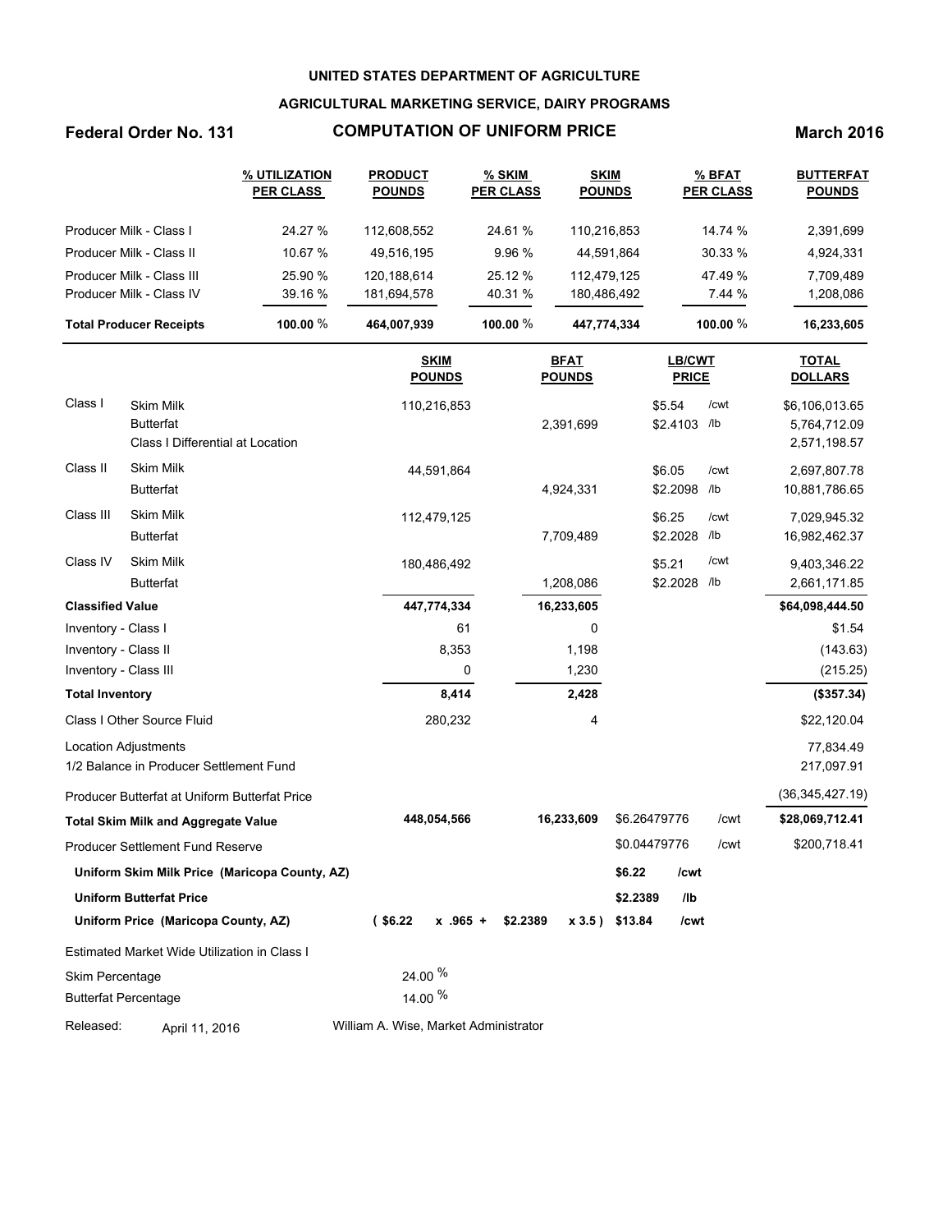**UNITED STATES DEPARTMENT OF AGRICULTURE**

**AGRICULTURAL MARKETING SERVICE, DAIRY PROGRAMS**

**Federal Order No. 131** | **COMPUTATION OF UNIFORM PRICE** | **March 2016**

| | % UTILIZATION PER CLASS | PRODUCT POUNDS | % SKIM PER CLASS | SKIM POUNDS | % BFAT PER CLASS | BUTTERFAT POUNDS |
|---|---|---|---|---|---|---|
| Producer Milk - Class I | 24.27 % | 112,608,552 | 24.61 % | 110,216,853 | 14.74 % | 2,391,699 |
| Producer Milk - Class II | 10.67 % | 49,516,195 | 9.96 % | 44,591,864 | 30.33 % | 4,924,331 |
| Producer Milk - Class III | 25.90 % | 120,188,614 | 25.12 % | 112,479,125 | 47.49 % | 7,709,489 |
| Producer Milk - Class IV | 39.16 % | 181,694,578 | 40.31 % | 180,486,492 | 7.44 % | 1,208,086 |
| **Total Producer Receipts** | **100.00** % | **464,007,939** | **100.00** % | **447,774,334** | **100.00** % | **16,233,605** |

| | | SKIM POUNDS | BFAT POUNDS | LB/CWT PRICE | | TOTAL DOLLARS |
|---|---|---|---|---|---|---|
| Class I | Skim Milk | 110,216,853 | | $5.54 | /cwt | $6,106,013.65 |
| | Butterfat | | 2,391,699 | $2.4103 | /lb | 5,764,712.09 |
| | Class I Differential at Location | | | | | 2,571,198.57 |
| Class II | Skim Milk | 44,591,864 | | $6.05 | /cwt | 2,697,807.78 |
| | Butterfat | | 4,924,331 | $2.2098 | /lb | 10,881,786.65 |
| Class III | Skim Milk | 112,479,125 | | $6.25 | /cwt | 7,029,945.32 |
| | Butterfat | | 7,709,489 | $2.2028 | /lb | 16,982,462.37 |
| Class IV | Skim Milk | 180,486,492 | | $5.21 | /cwt | 9,403,346.22 |
| | Butterfat | | 1,208,086 | $2.2028 | /lb | 2,661,171.85 |
| **Classified Value** | | **447,774,334** | **16,233,605** | | | **$64,098,444.50** |
| Inventory - Class I | | 61 | 0 | | | $1.54 |
| Inventory - Class II | | 8,353 | 1,198 | | | (143.63) |
| Inventory - Class III | | 0 | 1,230 | | | (215.25) |
| **Total Inventory** | | **8,414** | **2,428** | | | **($357.34)** |
| Class I Other Source Fluid | | 280,232 | 4 | | | $22,120.04 |
| Location Adjustments | | | | | | 77,834.49 |
| 1/2 Balance in Producer Settlement Fund | | | | | | 217,097.91 |
| Producer Butterfat at Uniform Butterfat Price | | | | | | (36,345,427.19) |
| **Total Skim Milk and Aggregate Value** | | **448,054,566** | **16,233,609** | $6.26479776 | /cwt | **$28,069,712.41** |
| Producer Settlement Fund Reserve | | | | $0.04479776 | /cwt | $200,718.41 |
| **Uniform Skim Milk Price (Maricopa County, AZ)** | | | | **$6.22** | **/cwt** | |
| **Uniform Butterfat Price** | | | | **$2.2389** | **/lb** | |
| **Uniform Price (Maricopa County, AZ)** | | **( $6.22 x .965 +** | **$2.2389 x 3.5 )** | **$13.84** | **/cwt** | |

Estimated Market Wide Utilization in Class I

| | |
|---|---|
| Skim Percentage | 24.00 % |
| Butterfat Percentage | 14.00 % |

Released: April 11, 2016 — William A. Wise, Market Administrator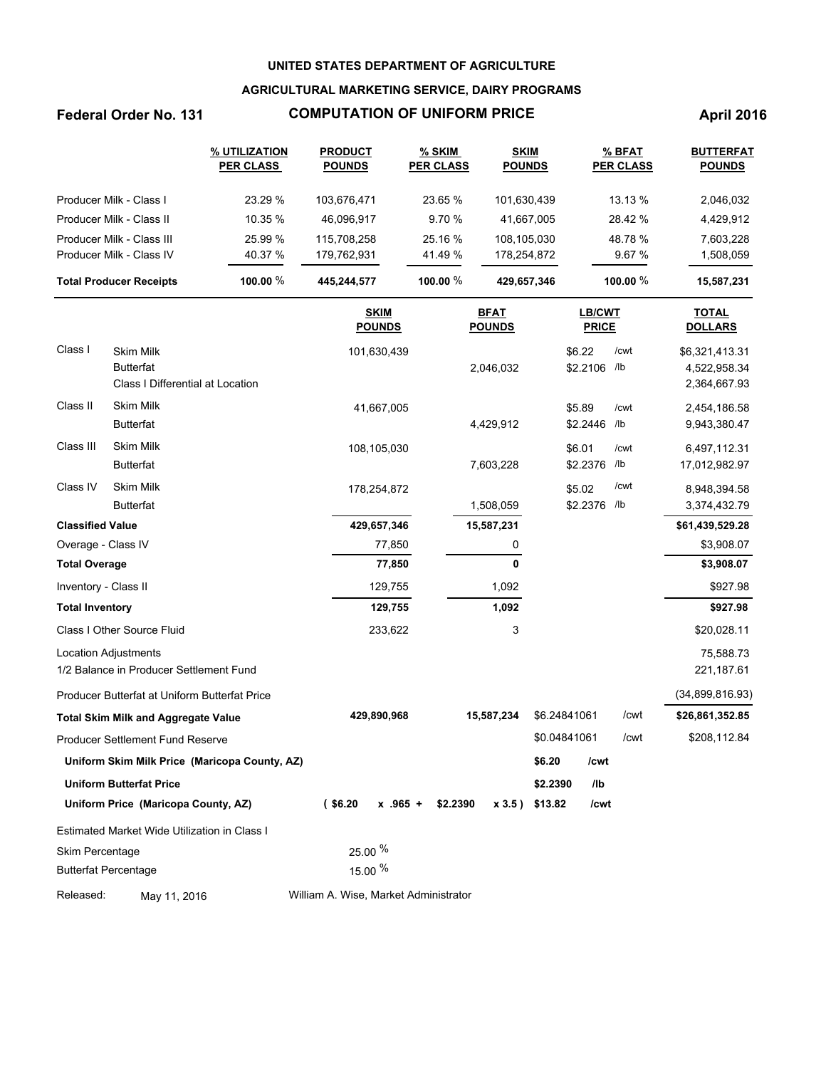UNITED STATES DEPARTMENT OF AGRICULTURE

AGRICULTURAL MARKETING SERVICE, DAIRY PROGRAMS

**Federal Order No. 131** — **COMPUTATION OF UNIFORM PRICE** — **April 2016**

| | % UTILIZATION PER CLASS | PRODUCT POUNDS | % SKIM PER CLASS | SKIM POUNDS | % BFAT PER CLASS | BUTTERFAT POUNDS |
|---|---|---|---|---|---|---|
| Producer Milk - Class I | 23.29 % | 103,676,471 | 23.65 % | 101,630,439 | 13.13 % | 2,046,032 |
| Producer Milk - Class II | 10.35 % | 46,096,917 | 9.70 % | 41,667,005 | 28.42 % | 4,429,912 |
| Producer Milk - Class III | 25.99 % | 115,708,258 | 25.16 % | 108,105,030 | 48.78 % | 7,603,228 |
| Producer Milk - Class IV | 40.37 % | 179,762,931 | 41.49 % | 178,254,872 | 9.67 % | 1,508,059 |
| **Total Producer Receipts** | **100.00** % | **445,244,577** | **100.00** % | **429,657,346** | **100.00** % | **15,587,231** |

| | | SKIM POUNDS | BFAT POUNDS | LB/CWT PRICE | TOTAL DOLLARS |
|---|---|---|---|---|---|
| Class I | Skim Milk | 101,630,439 | | $6.22 /cwt | $6,321,413.31 |
| | Butterfat | | 2,046,032 | $2.2106 /lb | 4,522,958.34 |
| | Class I Differential at Location | | | | 2,364,667.93 |
| Class II | Skim Milk | 41,667,005 | | $5.89 /cwt | 2,454,186.58 |
| | Butterfat | | 4,429,912 | $2.2446 /lb | 9,943,380.47 |
| Class III | Skim Milk | 108,105,030 | | $6.01 /cwt | 6,497,112.31 |
| | Butterfat | | 7,603,228 | $2.2376 /lb | 17,012,982.97 |
| Class IV | Skim Milk | 178,254,872 | | $5.02 /cwt | 8,948,394.58 |
| | Butterfat | | 1,508,059 | $2.2376 /lb | 3,374,432.79 |
| **Classified Value** | | **429,657,346** | **15,587,231** | | **$61,439,529.28** |
| Overage - Class IV | | 77,850 | 0 | | $3,908.07 |
| **Total Overage** | | **77,850** | **0** | | **$3,908.07** |
| Inventory - Class II | | 129,755 | 1,092 | | $927.98 |
| **Total Inventory** | | **129,755** | **1,092** | | **$927.98** |
| Class I Other Source Fluid | | 233,622 | 3 | | $20,028.11 |
| Location Adjustments | | | | | 75,588.73 |
| 1/2 Balance in Producer Settlement Fund | | | | | 221,187.61 |
| Producer Butterfat at Uniform Butterfat Price | | | | | (34,899,816.93) |
| **Total Skim Milk and Aggregate Value** | | **429,890,968** | **15,587,234** | $6.24841061 /cwt | **$26,861,352.85** |
| Producer Settlement Fund Reserve | | | | $0.04841061 /cwt | $208,112.84 |
| **Uniform Skim Milk Price (Maricopa County, AZ)** | | | | **$6.20 /cwt** | |
| **Uniform Butterfat Price** | | | | **$2.2390 /lb** | |
| **Uniform Price (Maricopa County, AZ)** | | **( $6.20 x .965 +** | **$2.2390 x 3.5 )** | **$13.82 /cwt** | |

Estimated Market Wide Utilization in Class I

| | |
|---|---|
| Skim Percentage | 25.00 % |
| Butterfat Percentage | 15.00 % |

Released: May 11, 2016 — William A. Wise, Market Administrator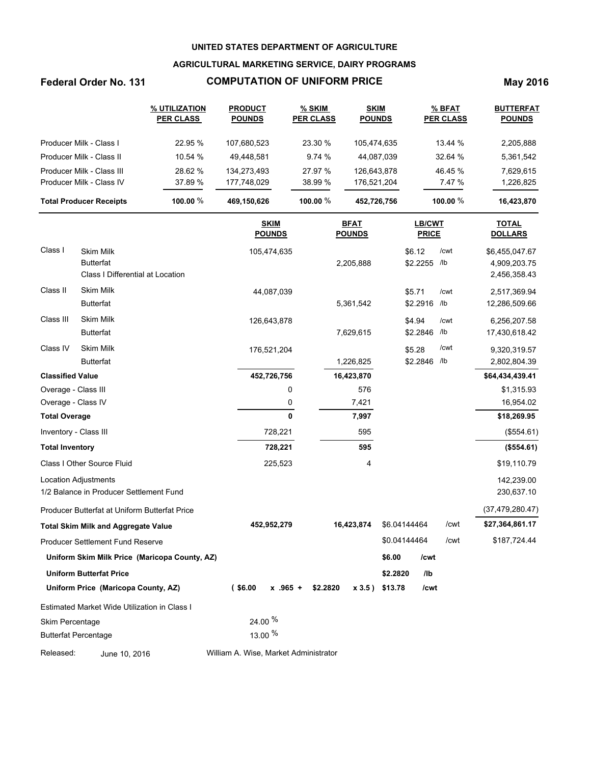**UNITED STATES DEPARTMENT OF AGRICULTURE**

**AGRICULTURAL MARKETING SERVICE, DAIRY PROGRAMS**

**Federal Order No. 131** **COMPUTATION OF UNIFORM PRICE** **May 2016**

| | % UTILIZATION PER CLASS | PRODUCT POUNDS | % SKIM PER CLASS | SKIM POUNDS | % BFAT PER CLASS | BUTTERFAT POUNDS |
|---|---|---|---|---|---|---|
| Producer Milk - Class I | 22.95 % | 107,680,523 | 23.30 % | 105,474,635 | 13.44 % | 2,205,888 |
| Producer Milk - Class II | 10.54 % | 49,448,581 | 9.74 % | 44,087,039 | 32.64 % | 5,361,542 |
| Producer Milk - Class III | 28.62 % | 134,273,493 | 27.97 % | 126,643,878 | 46.45 % | 7,629,615 |
| Producer Milk - Class IV | 37.89 % | 177,748,029 | 38.99 % | 176,521,204 | 7.47 % | 1,226,825 |
| **Total Producer Receipts** | **100.00** % | **469,150,626** | **100.00** % | **452,726,756** | **100.00** % | **16,423,870** |

| | | SKIM POUNDS | BFAT POUNDS | LB/CWT PRICE | | TOTAL DOLLARS |
|---|---|---|---|---|---|---|
| Class I | Skim Milk | 105,474,635 | | $6.12 | /cwt | $6,455,047.67 |
| | Butterfat | | 2,205,888 | $2.2255 | /lb | 4,909,203.75 |
| | Class I Differential at Location | | | | | 2,456,358.43 |
| Class II | Skim Milk | 44,087,039 | | $5.71 | /cwt | 2,517,369.94 |
| | Butterfat | | 5,361,542 | $2.2916 | /lb | 12,286,509.66 |
| Class III | Skim Milk | 126,643,878 | | $4.94 | /cwt | 6,256,207.58 |
| | Butterfat | | 7,629,615 | $2.2846 | /lb | 17,430,618.42 |
| Class IV | Skim Milk | 176,521,204 | | $5.28 | /cwt | 9,320,319.57 |
| | Butterfat | | 1,226,825 | $2.2846 | /lb | 2,802,804.39 |
| **Classified Value** | | **452,726,756** | **16,423,870** | | | **$64,434,439.41** |
| Overage - Class III | | 0 | 576 | | | $1,315.93 |
| Overage - Class IV | | 0 | 7,421 | | | 16,954.02 |
| **Total Overage** | | **0** | **7,997** | | | **$18,269.95** |
| Inventory - Class III | | 728,221 | 595 | | | ($554.61) |
| **Total Inventory** | | **728,221** | **595** | | | **($554.61)** |
| Class I Other Source Fluid | | 225,523 | 4 | | | $19,110.79 |
| Location Adjustments | | | | | | 142,239.00 |
| 1/2 Balance in Producer Settlement Fund | | | | | | 230,637.10 |
| Producer Butterfat at Uniform Butterfat Price | | | | | | (37,479,280.47) |
| **Total Skim Milk and Aggregate Value** | | **452,952,279** | **16,423,874** | $6.04144464 | /cwt | **$27,364,861.17** |
| Producer Settlement Fund Reserve | | | | $0.04144464 | /cwt | $187,724.44 |
| **Uniform Skim Milk Price (Maricopa County, AZ)** | | | | **$6.00** | **/cwt** | |
| **Uniform Butterfat Price** | | | | **$2.2820** | **/lb** | |
| **Uniform Price (Maricopa County, AZ)** | | **( $6.00 x .965 +** | **$2.2820 x 3.5 )** | **$13.78** | **/cwt** | |

Estimated Market Wide Utilization in Class I

Skim Percentage 24.00 %

Butterfat Percentage 13.00 %

Released: June 10, 2016 William A. Wise, Market Administrator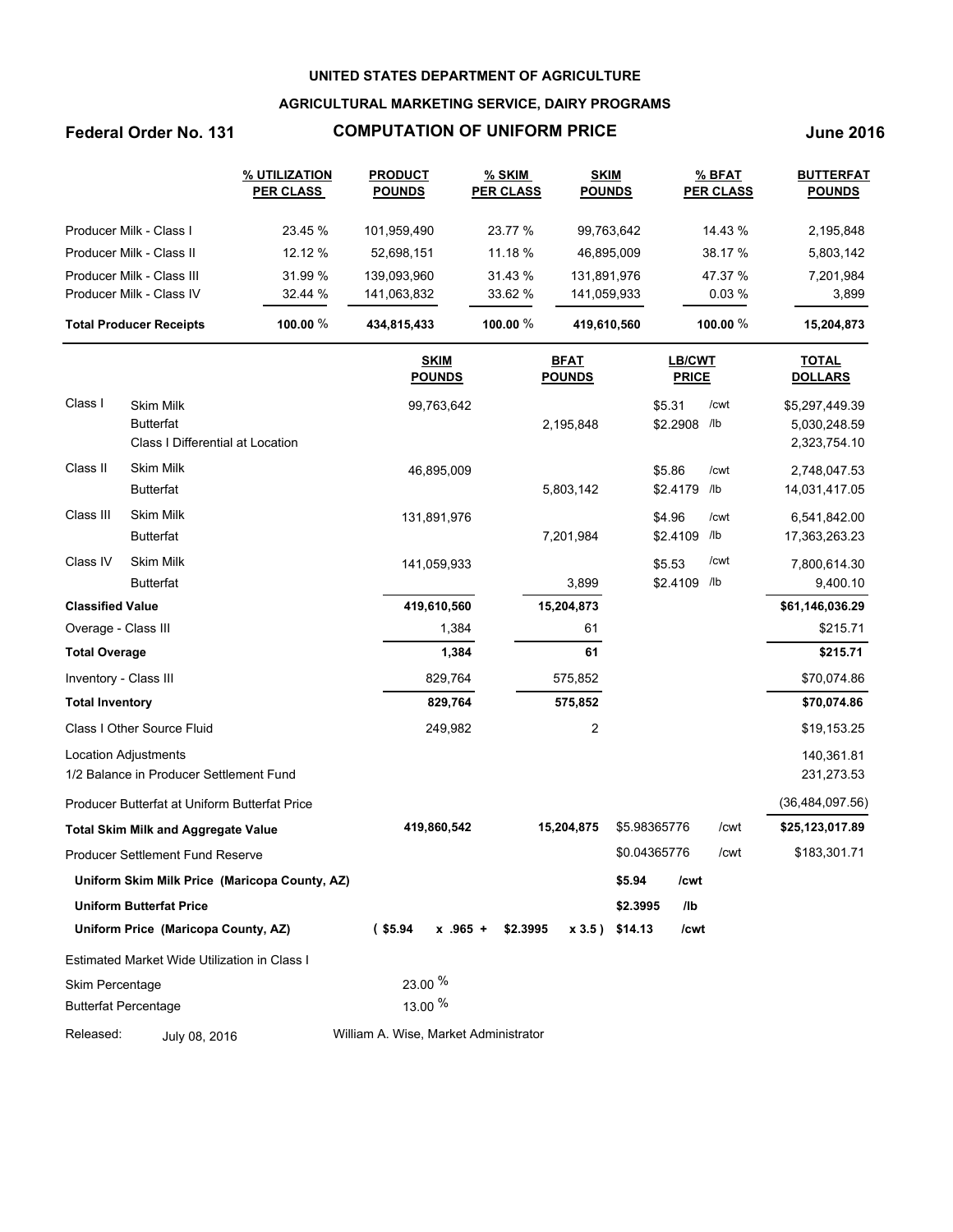**UNITED STATES DEPARTMENT OF AGRICULTURE**

**AGRICULTURAL MARKETING SERVICE, DAIRY PROGRAMS**

**Federal Order No. 131** — **COMPUTATION OF UNIFORM PRICE** — **June 2016**

| | % UTILIZATION PER CLASS | PRODUCT POUNDS | % SKIM PER CLASS | SKIM POUNDS | % BFAT PER CLASS | BUTTERFAT POUNDS |
|---|---|---|---|---|---|---|
| Producer Milk - Class I | 23.45 % | 101,959,490 | 23.77 % | 99,763,642 | 14.43 % | 2,195,848 |
| Producer Milk - Class II | 12.12 % | 52,698,151 | 11.18 % | 46,895,009 | 38.17 % | 5,803,142 |
| Producer Milk - Class III | 31.99 % | 139,093,960 | 31.43 % | 131,891,976 | 47.37 % | 7,201,984 |
| Producer Milk - Class IV | 32.44 % | 141,063,832 | 33.62 % | 141,059,933 | 0.03 % | 3,899 |
| **Total Producer Receipts** | **100.00** % | **434,815,433** | **100.00** % | **419,610,560** | **100.00** % | **15,204,873** |

| | | SKIM POUNDS | BFAT POUNDS | LB/CWT PRICE | | TOTAL DOLLARS |
|---|---|---|---|---|---|---|
| Class I | Skim Milk | 99,763,642 | | $5.31 | /cwt | $5,297,449.39 |
| | Butterfat | | 2,195,848 | $2.2908 | /lb | 5,030,248.59 |
| | Class I Differential at Location | | | | | 2,323,754.10 |
| Class II | Skim Milk | 46,895,009 | | $5.86 | /cwt | 2,748,047.53 |
| | Butterfat | | 5,803,142 | $2.4179 | /lb | 14,031,417.05 |
| Class III | Skim Milk | 131,891,976 | | $4.96 | /cwt | 6,541,842.00 |
| | Butterfat | | 7,201,984 | $2.4109 | /lb | 17,363,263.23 |
| Class IV | Skim Milk | 141,059,933 | | $5.53 | /cwt | 7,800,614.30 |
| | Butterfat | | 3,899 | $2.4109 | /lb | 9,400.10 |
| **Classified Value** | | **419,610,560** | **15,204,873** | | | **$61,146,036.29** |
| Overage - Class III | | 1,384 | 61 | | | $215.71 |
| **Total Overage** | | **1,384** | **61** | | | **$215.71** |
| Inventory - Class III | | 829,764 | 575,852 | | | $70,074.86 |
| **Total Inventory** | | **829,764** | **575,852** | | | **$70,074.86** |
| Class I Other Source Fluid | | 249,982 | 2 | | | $19,153.25 |
| Location Adjustments | | | | | | 140,361.81 |
| 1/2 Balance in Producer Settlement Fund | | | | | | 231,273.53 |
| Producer Butterfat at Uniform Butterfat Price | | | | | | (36,484,097.56) |
| **Total Skim Milk and Aggregate Value** | | **419,860,542** | **15,204,875** | $5.98365776 | /cwt | **$25,123,017.89** |
| Producer Settlement Fund Reserve | | | | $0.04365776 | /cwt | $183,301.71 |
| **Uniform Skim Milk Price (Maricopa County, AZ)** | | | | **$5.94** | **/cwt** | |
| **Uniform Butterfat Price** | | | | **$2.3995** | **/lb** | |
| **Uniform Price (Maricopa County, AZ)** | | **( $5.94 x .965 +** | **$2.3995 x 3.5 )** | **$14.13** | **/cwt** | |

Estimated Market Wide Utilization in Class I

| | |
|---|---|
| Skim Percentage | 23.00 % |
| Butterfat Percentage | 13.00 % |

Released: July 08, 2016 — William A. Wise, Market Administrator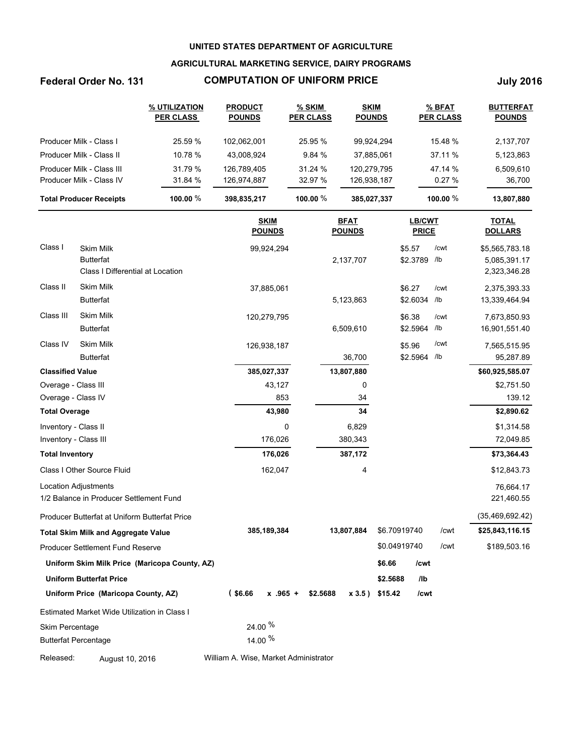UNITED STATES DEPARTMENT OF AGRICULTURE

AGRICULTURAL MARKETING SERVICE, DAIRY PROGRAMS

**Federal Order No. 131** — **COMPUTATION OF UNIFORM PRICE** — **July 2016**

| | % UTILIZATION PER CLASS | PRODUCT POUNDS | % SKIM PER CLASS | SKIM POUNDS | % BFAT PER CLASS | BUTTERFAT POUNDS |
|---|---|---|---|---|---|---|
| Producer Milk - Class I | 25.59 % | 102,062,001 | 25.95 % | 99,924,294 | 15.48 % | 2,137,707 |
| Producer Milk - Class II | 10.78 % | 43,008,924 | 9.84 % | 37,885,061 | 37.11 % | 5,123,863 |
| Producer Milk - Class III | 31.79 % | 126,789,405 | 31.24 % | 120,279,795 | 47.14 % | 6,509,610 |
| Producer Milk - Class IV | 31.84 % | 126,974,887 | 32.97 % | 126,938,187 | 0.27 % | 36,700 |
| **Total Producer Receipts** | **100.00** % | **398,835,217** | **100.00** % | **385,027,337** | **100.00** % | **13,807,880** |

| | | SKIM POUNDS | BFAT POUNDS | LB/CWT PRICE | | TOTAL DOLLARS |
|---|---|---|---|---|---|---|
| Class I | Skim Milk | 99,924,294 | | $5.57 | /cwt | $5,565,783.18 |
| | Butterfat | | 2,137,707 | $2.3789 | /lb | 5,085,391.17 |
| | Class I Differential at Location | | | | | 2,323,346.28 |
| Class II | Skim Milk | 37,885,061 | | $6.27 | /cwt | 2,375,393.33 |
| | Butterfat | | 5,123,863 | $2.6034 | /lb | 13,339,464.94 |
| Class III | Skim Milk | 120,279,795 | | $6.38 | /cwt | 7,673,850.93 |
| | Butterfat | | 6,509,610 | $2.5964 | /lb | 16,901,551.40 |
| Class IV | Skim Milk | 126,938,187 | | $5.96 | /cwt | 7,565,515.95 |
| | Butterfat | | 36,700 | $2.5964 | /lb | 95,287.89 |
| **Classified Value** | | **385,027,337** | **13,807,880** | | | **$60,925,585.07** |
| Overage - Class III | | 43,127 | 0 | | | $2,751.50 |
| Overage - Class IV | | 853 | 34 | | | 139.12 |
| **Total Overage** | | **43,980** | **34** | | | **$2,890.62** |
| Inventory - Class II | | 0 | 6,829 | | | $1,314.58 |
| Inventory - Class III | | 176,026 | 380,343 | | | 72,049.85 |
| **Total Inventory** | | **176,026** | **387,172** | | | **$73,364.43** |
| Class I Other Source Fluid | | 162,047 | 4 | | | $12,843.73 |
| Location Adjustments | | | | | | 76,664.17 |
| 1/2 Balance in Producer Settlement Fund | | | | | | 221,460.55 |
| Producer Butterfat at Uniform Butterfat Price | | | | | | (35,469,692.42) |
| **Total Skim Milk and Aggregate Value** | | **385,189,384** | **13,807,884** | $6.70919740 | /cwt | **$25,843,116.15** |
| Producer Settlement Fund Reserve | | | | $0.04919740 | /cwt | $189,503.16 |
| **Uniform Skim Milk Price (Maricopa County, AZ)** | | | | **$6.66** | **/cwt** | |
| **Uniform Butterfat Price** | | | | **$2.5688** | **/lb** | |
| **Uniform Price (Maricopa County, AZ)** | | **( $6.66 x .965 +** | **$2.5688 x 3.5 )** | **$15.42** | **/cwt** | |

Estimated Market Wide Utilization in Class I

| | |
|---|---|
| Skim Percentage | 24.00 % |
| Butterfat Percentage | 14.00 % |

Released: August 10, 2016 — William A. Wise, Market Administrator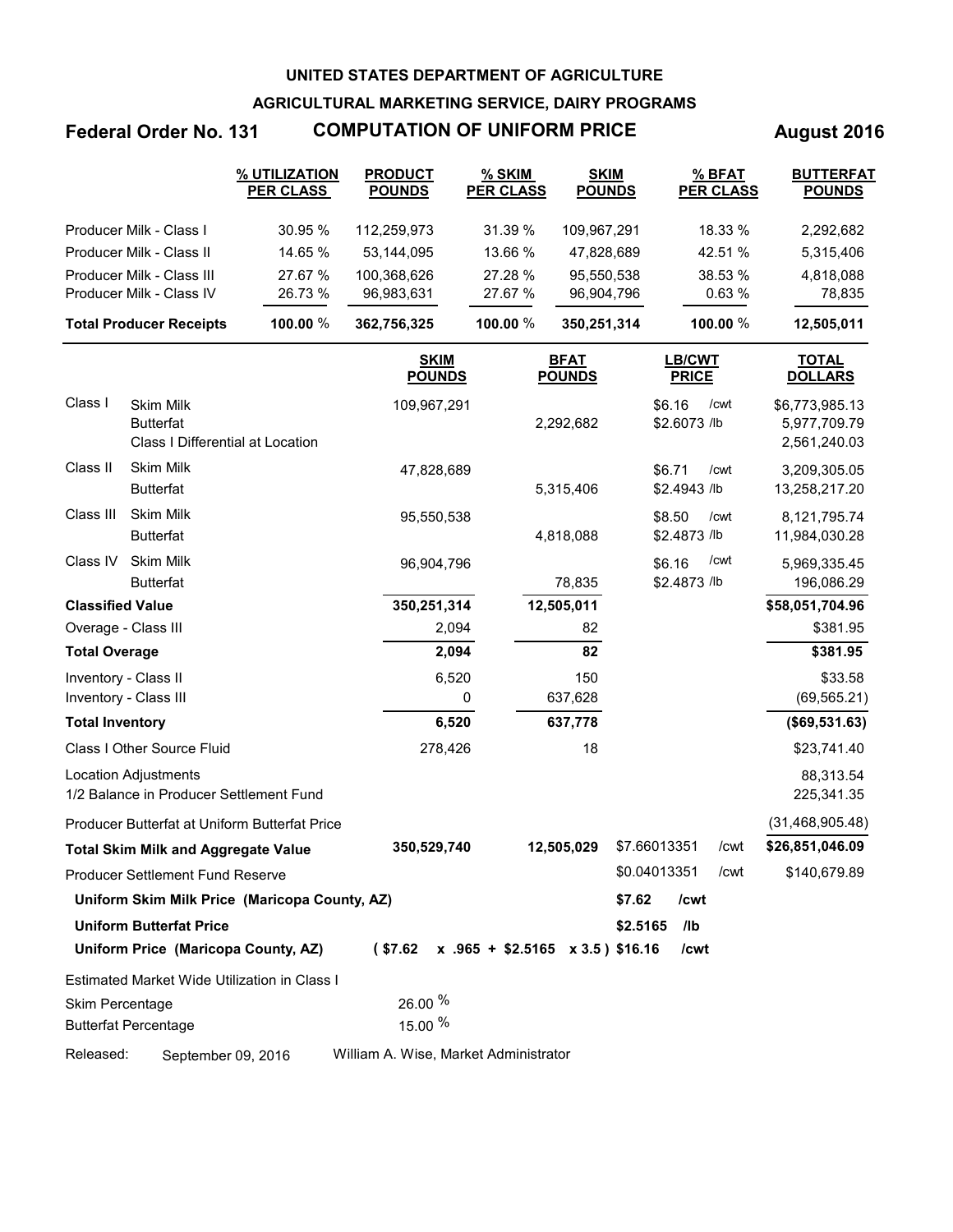**UNITED STATES DEPARTMENT OF AGRICULTURE**

**AGRICULTURAL MARKETING SERVICE, DAIRY PROGRAMS**

**Federal Order No. 131** **COMPUTATION OF UNIFORM PRICE** **August 2016**

| | % UTILIZATION PER CLASS | PRODUCT POUNDS | % SKIM PER CLASS | SKIM POUNDS | % BFAT PER CLASS | BUTTERFAT POUNDS |
|---|---|---|---|---|---|---|
| Producer Milk - Class I | 30.95 % | 112,259,973 | 31.39 % | 109,967,291 | 18.33 % | 2,292,682 |
| Producer Milk - Class II | 14.65 % | 53,144,095 | 13.66 % | 47,828,689 | 42.51 % | 5,315,406 |
| Producer Milk - Class III | 27.67 % | 100,368,626 | 27.28 % | 95,550,538 | 38.53 % | 4,818,088 |
| Producer Milk - Class IV | 26.73 % | 96,983,631 | 27.67 % | 96,904,796 | 0.63 % | 78,835 |
| **Total Producer Receipts** | **100.00** % | **362,756,325** | **100.00** % | **350,251,314** | **100.00** % | **12,505,011** |

| | | SKIM POUNDS | BFAT POUNDS | LB/CWT PRICE | TOTAL DOLLARS |
|---|---|---|---|---|---|
| Class I | Skim Milk | 109,967,291 | | $6.16 /cwt | $6,773,985.13 |
| | Butterfat | | 2,292,682 | $2.6073 /lb | 5,977,709.79 |
| | Class I Differential at Location | | | | 2,561,240.03 |
| Class II | Skim Milk | 47,828,689 | | $6.71 /cwt | 3,209,305.05 |
| | Butterfat | | 5,315,406 | $2.4943 /lb | 13,258,217.20 |
| Class III | Skim Milk | 95,550,538 | | $8.50 /cwt | 8,121,795.74 |
| | Butterfat | | 4,818,088 | $2.4873 /lb | 11,984,030.28 |
| Class IV | Skim Milk | 96,904,796 | | $6.16 /cwt | 5,969,335.45 |
| | Butterfat | | 78,835 | $2.4873 /lb | 196,086.29 |
| **Classified Value** | | **350,251,314** | **12,505,011** | | **$58,051,704.96** |
| Overage - Class III | | 2,094 | 82 | | $381.95 |
| **Total Overage** | | **2,094** | **82** | | **$381.95** |
| Inventory - Class II | | 6,520 | 150 | | $33.58 |
| Inventory - Class III | | 0 | 637,628 | | (69,565.21) |
| **Total Inventory** | | **6,520** | **637,778** | | **($69,531.63)** |
| Class I Other Source Fluid | | 278,426 | 18 | | $23,741.40 |
| Location Adjustments | | | | | 88,313.54 |
| 1/2 Balance in Producer Settlement Fund | | | | | 225,341.35 |
| Producer Butterfat at Uniform Butterfat Price | | | | | (31,468,905.48) |
| **Total Skim Milk and Aggregate Value** | | **350,529,740** | **12,505,029** | $7.66013351 /cwt | **$26,851,046.09** |
| Producer Settlement Fund Reserve | | | | $0.04013351 /cwt | $140,679.89 |
| **Uniform Skim Milk Price (Maricopa County, AZ)** | | | | **$7.62 /cwt** | |
| **Uniform Butterfat Price** | | | | **$2.5165 /lb** | |
| **Uniform Price (Maricopa County, AZ)** | | **( $7.62 x .965 + $2.5165 x 3.5 )** | | **$16.16 /cwt** | |

Estimated Market Wide Utilization in Class I

| | |
|---|---|
| Skim Percentage | 26.00 % |
| Butterfat Percentage | 15.00 % |

Released: September 09, 2016 William A. Wise, Market Administrator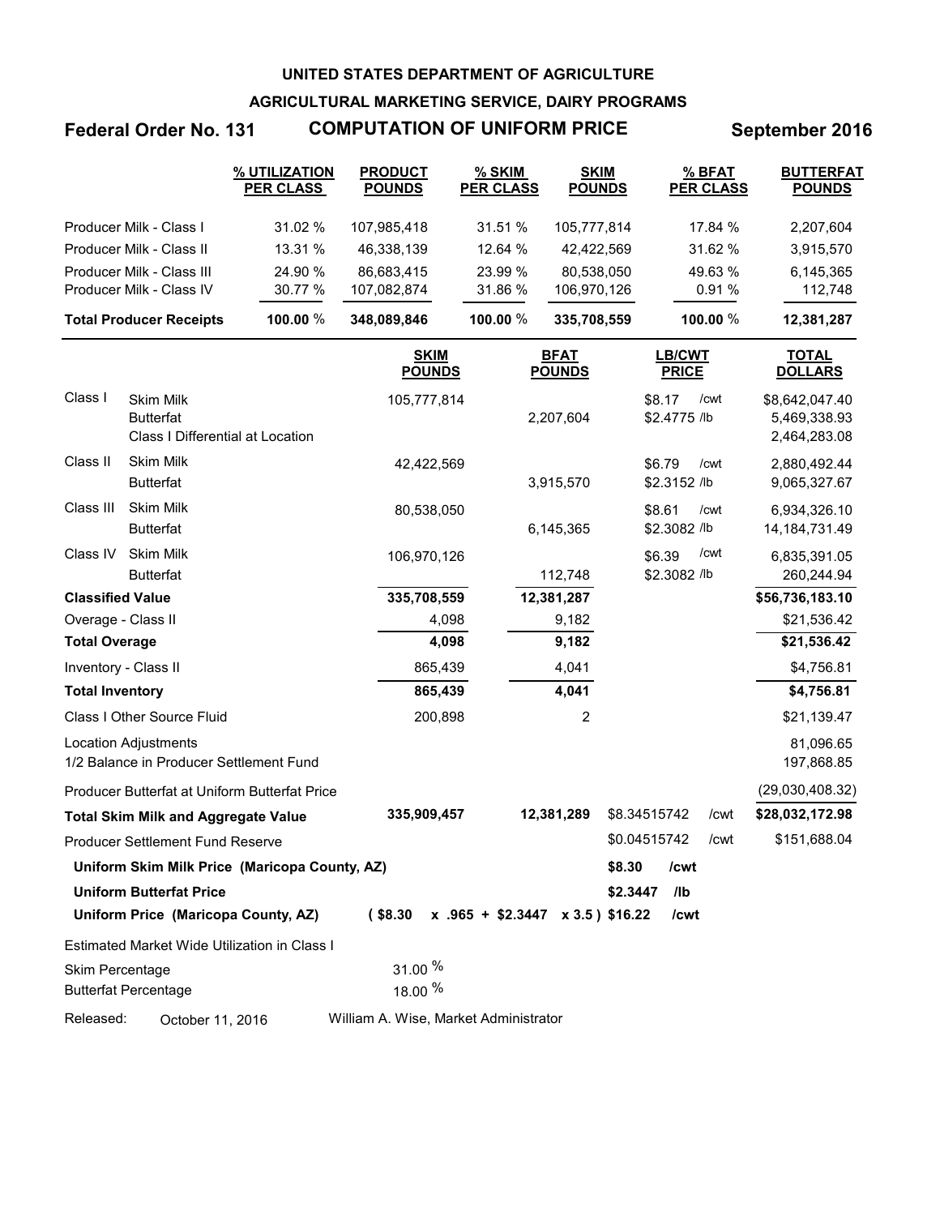**UNITED STATES DEPARTMENT OF AGRICULTURE**

**AGRICULTURAL MARKETING SERVICE, DAIRY PROGRAMS**

**Federal Order No. 131 — COMPUTATION OF UNIFORM PRICE — September 2016**

| | % UTILIZATION PER CLASS | PRODUCT POUNDS | % SKIM PER CLASS | SKIM POUNDS | % BFAT PER CLASS | BUTTERFAT POUNDS |
|---|---|---|---|---|---|---|
| Producer Milk - Class I | 31.02 % | 107,985,418 | 31.51 % | 105,777,814 | 17.84 % | 2,207,604 |
| Producer Milk - Class II | 13.31 % | 46,338,139 | 12.64 % | 42,422,569 | 31.62 % | 3,915,570 |
| Producer Milk - Class III | 24.90 % | 86,683,415 | 23.99 % | 80,538,050 | 49.63 % | 6,145,365 |
| Producer Milk - Class IV | 30.77 % | 107,082,874 | 31.86 % | 106,970,126 | 0.91 % | 112,748 |
| **Total Producer Receipts** | **100.00 %** | **348,089,846** | **100.00 %** | **335,708,559** | **100.00 %** | **12,381,287** |

| | | SKIM POUNDS | BFAT POUNDS | LB/CWT PRICE | TOTAL DOLLARS |
|---|---|---|---|---|---|
| Class I | Skim Milk | 105,777,814 | | $8.17 /cwt | $8,642,047.40 |
| | Butterfat | | 2,207,604 | $2.4775 /lb | 5,469,338.93 |
| | Class I Differential at Location | | | | 2,464,283.08 |
| Class II | Skim Milk | 42,422,569 | | $6.79 /cwt | 2,880,492.44 |
| | Butterfat | | 3,915,570 | $2.3152 /lb | 9,065,327.67 |
| Class III | Skim Milk | 80,538,050 | | $8.61 /cwt | 6,934,326.10 |
| | Butterfat | | 6,145,365 | $2.3082 /lb | 14,184,731.49 |
| Class IV | Skim Milk | 106,970,126 | | $6.39 /cwt | 6,835,391.05 |
| | Butterfat | | 112,748 | $2.3082 /lb | 260,244.94 |
| **Classified Value** | | **335,708,559** | **12,381,287** | | **$56,736,183.10** |
| Overage - Class II | | 4,098 | 9,182 | | $21,536.42 |
| **Total Overage** | | **4,098** | **9,182** | | **$21,536.42** |
| Inventory - Class II | | 865,439 | 4,041 | | $4,756.81 |
| **Total Inventory** | | **865,439** | **4,041** | | **$4,756.81** |
| Class I Other Source Fluid | | 200,898 | 2 | | $21,139.47 |
| Location Adjustments | | | | | 81,096.65 |
| 1/2 Balance in Producer Settlement Fund | | | | | 197,868.85 |
| Producer Butterfat at Uniform Butterfat Price | | | | | (29,030,408.32) |
| **Total Skim Milk and Aggregate Value** | | **335,909,457** | **12,381,289** | $8.34515742 /cwt | **$28,032,172.98** |
| Producer Settlement Fund Reserve | | | | $0.04515742 /cwt | $151,688.04 |
| **Uniform Skim Milk Price (Maricopa County, AZ)** | | | | **$8.30 /cwt** | |
| **Uniform Butterfat Price** | | | | **$2.3447 /lb** | |
| **Uniform Price (Maricopa County, AZ)** | | **( $8.30 x .965 + $2.3447 x 3.5 )** | | **$16.22 /cwt** | |

Estimated Market Wide Utilization in Class I

| | |
|---|---|
| Skim Percentage | 31.00 % |
| Butterfat Percentage | 18.00 % |

Released: October 11, 2016 — William A. Wise, Market Administrator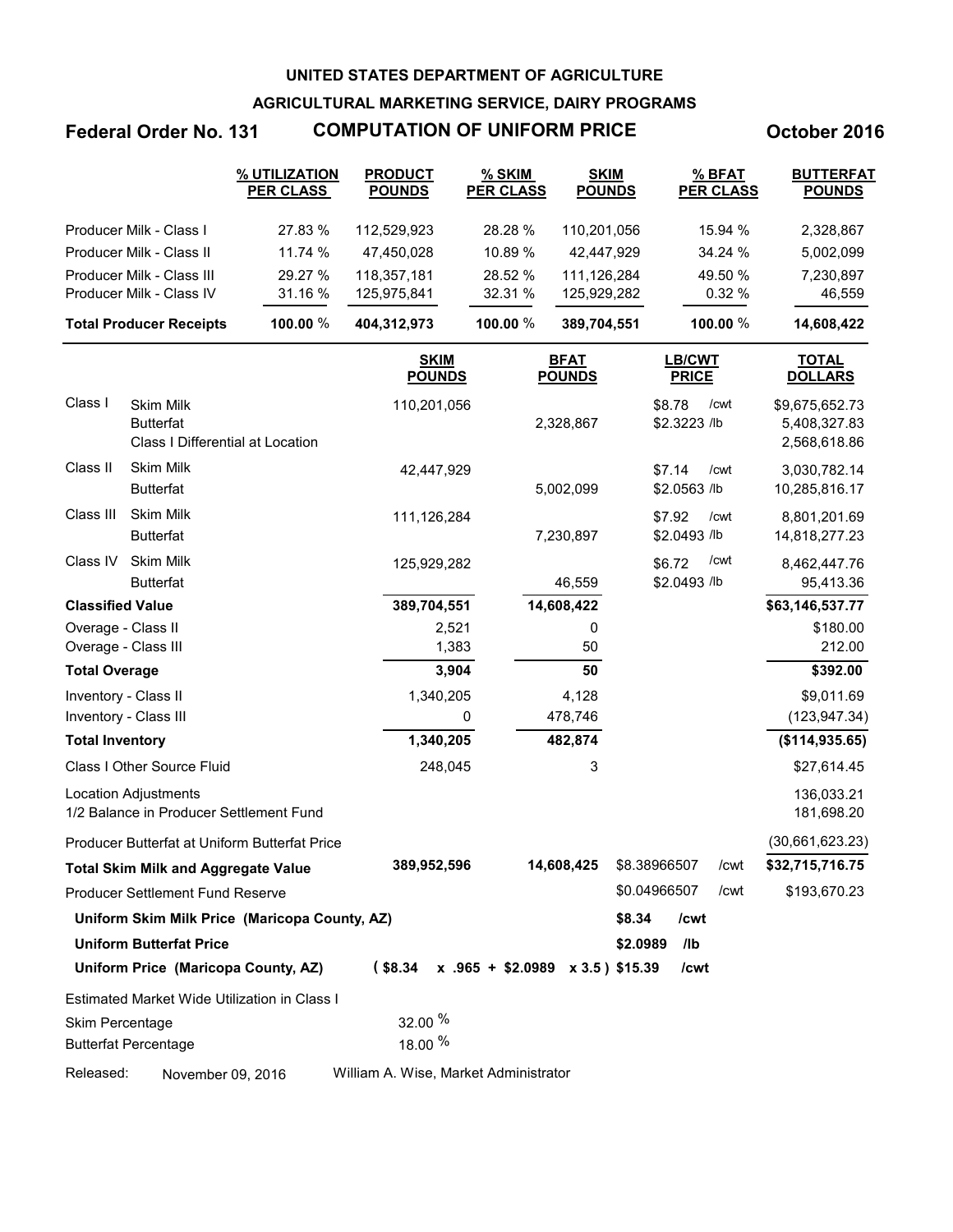**UNITED STATES DEPARTMENT OF AGRICULTURE**

**AGRICULTURAL MARKETING SERVICE, DAIRY PROGRAMS**

**Federal Order No. 131** **COMPUTATION OF UNIFORM PRICE** **October 2016**

| | % UTILIZATION PER CLASS | PRODUCT POUNDS | % SKIM PER CLASS | SKIM POUNDS | % BFAT PER CLASS | BUTTERFAT POUNDS |
|---|---|---|---|---|---|---|
| Producer Milk - Class I | 27.83 % | 112,529,923 | 28.28 % | 110,201,056 | 15.94 % | 2,328,867 |
| Producer Milk - Class II | 11.74 % | 47,450,028 | 10.89 % | 42,447,929 | 34.24 % | 5,002,099 |
| Producer Milk - Class III | 29.27 % | 118,357,181 | 28.52 % | 111,126,284 | 49.50 % | 7,230,897 |
| Producer Milk - Class IV | 31.16 % | 125,975,841 | 32.31 % | 125,929,282 | 0.32 % | 46,559 |
| **Total Producer Receipts** | **100.00** % | **404,312,973** | **100.00** % | **389,704,551** | **100.00** % | **14,608,422** |

| | | SKIM POUNDS | BFAT POUNDS | LB/CWT PRICE | TOTAL DOLLARS |
|---|---|---|---|---|---|
| Class I | Skim Milk | 110,201,056 | | $8.78 /cwt | $9,675,652.73 |
| | Butterfat | | 2,328,867 | $2.3223 /lb | 5,408,327.83 |
| | Class I Differential at Location | | | | 2,568,618.86 |
| Class II | Skim Milk | 42,447,929 | | $7.14 /cwt | 3,030,782.14 |
| | Butterfat | | 5,002,099 | $2.0563 /lb | 10,285,816.17 |
| Class III | Skim Milk | 111,126,284 | | $7.92 /cwt | 8,801,201.69 |
| | Butterfat | | 7,230,897 | $2.0493 /lb | 14,818,277.23 |
| Class IV | Skim Milk | 125,929,282 | | $6.72 /cwt | 8,462,447.76 |
| | Butterfat | | 46,559 | $2.0493 /lb | 95,413.36 |
| **Classified Value** | | **389,704,551** | **14,608,422** | | **$63,146,537.77** |
| Overage - Class II | | 2,521 | 0 | | $180.00 |
| Overage - Class III | | 1,383 | 50 | | 212.00 |
| **Total Overage** | | **3,904** | **50** | | **$392.00** |
| Inventory - Class II | | 1,340,205 | 4,128 | | $9,011.69 |
| Inventory - Class III | | 0 | 478,746 | | (123,947.34) |
| **Total Inventory** | | **1,340,205** | **482,874** | | **($114,935.65)** |
| Class I Other Source Fluid | | 248,045 | 3 | | $27,614.45 |
| Location Adjustments | | | | | 136,033.21 |
| 1/2 Balance in Producer Settlement Fund | | | | | 181,698.20 |
| Producer Butterfat at Uniform Butterfat Price | | | | | (30,661,623.23) |
| **Total Skim Milk and Aggregate Value** | | **389,952,596** | **14,608,425** | $8.38966507 /cwt | **$32,715,716.75** |
| Producer Settlement Fund Reserve | | | | $0.04966507 /cwt | $193,670.23 |

**Uniform Skim Milk Price (Maricopa County, AZ)** — **$8.34 /cwt**

**Uniform Butterfat Price** — **$2.0989 /lb**

**Uniform Price (Maricopa County, AZ)** — **( $8.34 x .965 + $2.0989 x 3.5 ) $15.39 /cwt**

Estimated Market Wide Utilization in Class I

| | |
|---|---|
| Skim Percentage | 32.00 % |
| Butterfat Percentage | 18.00 % |

Released: November 09, 2016 — William A. Wise, Market Administrator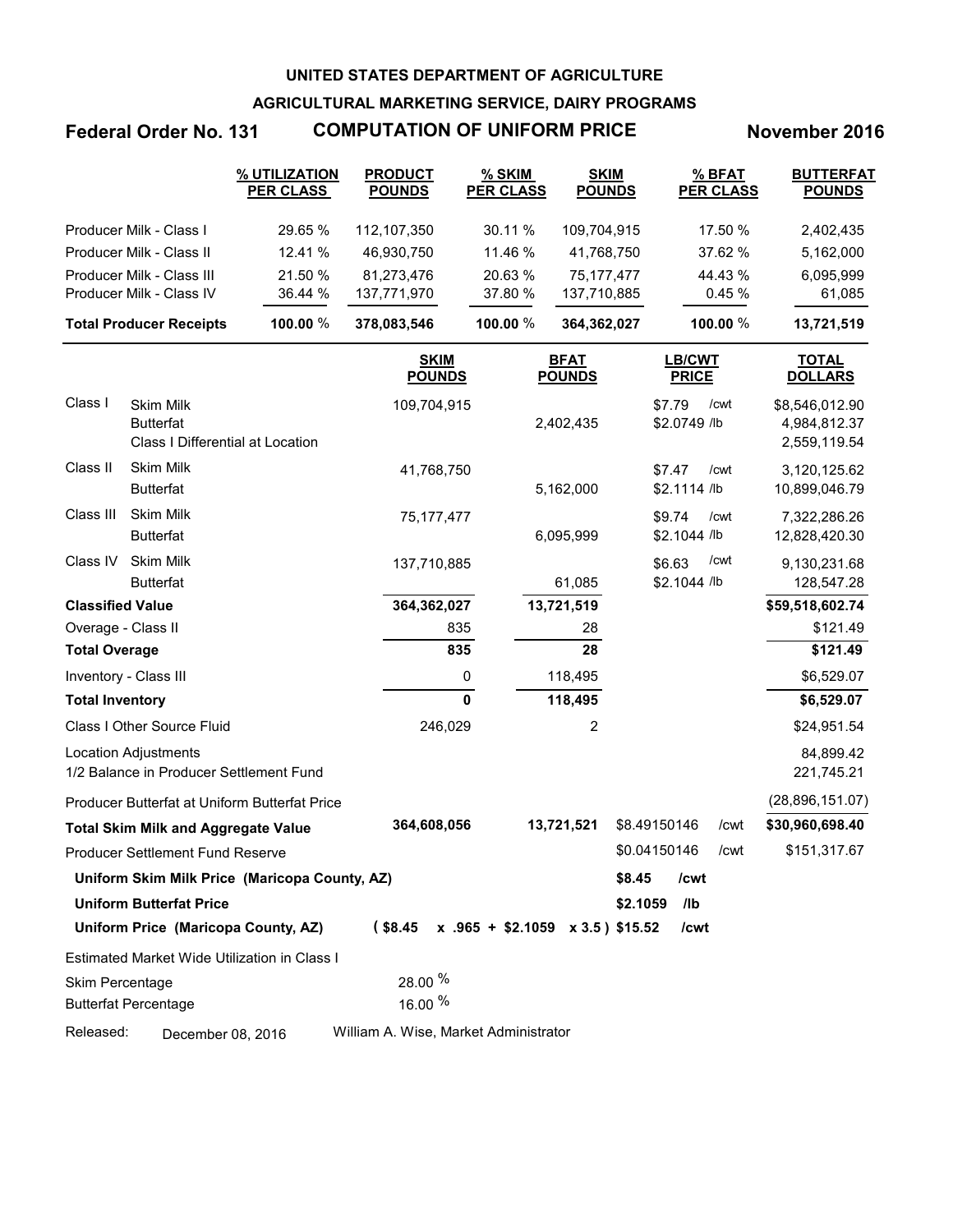**UNITED STATES DEPARTMENT OF AGRICULTURE**

**AGRICULTURAL MARKETING SERVICE, DAIRY PROGRAMS**

**Federal Order No. 131** **COMPUTATION OF UNIFORM PRICE** **November 2016**

| | % UTILIZATION PER CLASS | PRODUCT POUNDS | % SKIM PER CLASS | SKIM POUNDS | % BFAT PER CLASS | BUTTERFAT POUNDS |
|---|---|---|---|---|---|---|
| Producer Milk - Class I | 29.65 % | 112,107,350 | 30.11 % | 109,704,915 | 17.50 % | 2,402,435 |
| Producer Milk - Class II | 12.41 % | 46,930,750 | 11.46 % | 41,768,750 | 37.62 % | 5,162,000 |
| Producer Milk - Class III | 21.50 % | 81,273,476 | 20.63 % | 75,177,477 | 44.43 % | 6,095,999 |
| Producer Milk - Class IV | 36.44 % | 137,771,970 | 37.80 % | 137,710,885 | 0.45 % | 61,085 |
| **Total Producer Receipts** | **100.00** % | **378,083,546** | **100.00** % | **364,362,027** | **100.00** % | **13,721,519** |

| | | SKIM POUNDS | BFAT POUNDS | LB/CWT PRICE | TOTAL DOLLARS |
|---|---|---|---|---|---|
| Class I | Skim Milk | 109,704,915 | | $7.79 /cwt | $8,546,012.90 |
| | Butterfat | | 2,402,435 | $2.0749 /lb | 4,984,812.37 |
| | Class I Differential at Location | | | | 2,559,119.54 |
| Class II | Skim Milk | 41,768,750 | | $7.47 /cwt | 3,120,125.62 |
| | Butterfat | | 5,162,000 | $2.1114 /lb | 10,899,046.79 |
| Class III | Skim Milk | 75,177,477 | | $9.74 /cwt | 7,322,286.26 |
| | Butterfat | | 6,095,999 | $2.1044 /lb | 12,828,420.30 |
| Class IV | Skim Milk | 137,710,885 | | $6.63 /cwt | 9,130,231.68 |
| | Butterfat | | 61,085 | $2.1044 /lb | 128,547.28 |
| **Classified Value** | | **364,362,027** | **13,721,519** | | **$59,518,602.74** |
| Overage - Class II | | 835 | 28 | | $121.49 |
| **Total Overage** | | **835** | **28** | | **$121.49** |
| Inventory - Class III | | 0 | 118,495 | | $6,529.07 |
| **Total Inventory** | | **0** | **118,495** | | **$6,529.07** |
| Class I Other Source Fluid | | 246,029 | 2 | | $24,951.54 |
| Location Adjustments | | | | | 84,899.42 |
| 1/2 Balance in Producer Settlement Fund | | | | | 221,745.21 |
| Producer Butterfat at Uniform Butterfat Price | | | | | (28,896,151.07) |
| **Total Skim Milk and Aggregate Value** | | **364,608,056** | **13,721,521** | $8.49150146 /cwt | **$30,960,698.40** |
| Producer Settlement Fund Reserve | | | | $0.04150146 /cwt | $151,317.67 |

**Uniform Skim Milk Price (Maricopa County, AZ)** **$8.45 /cwt**

**Uniform Butterfat Price** **$2.1059 /lb**

**Uniform Price (Maricopa County, AZ)** **( $8.45 x .965 + $2.1059 x 3.5 ) $15.52 /cwt**

Estimated Market Wide Utilization in Class I

| | |
|---|---|
| Skim Percentage | 28.00 % |
| Butterfat Percentage | 16.00 % |

Released: December 08, 2016 William A. Wise, Market Administrator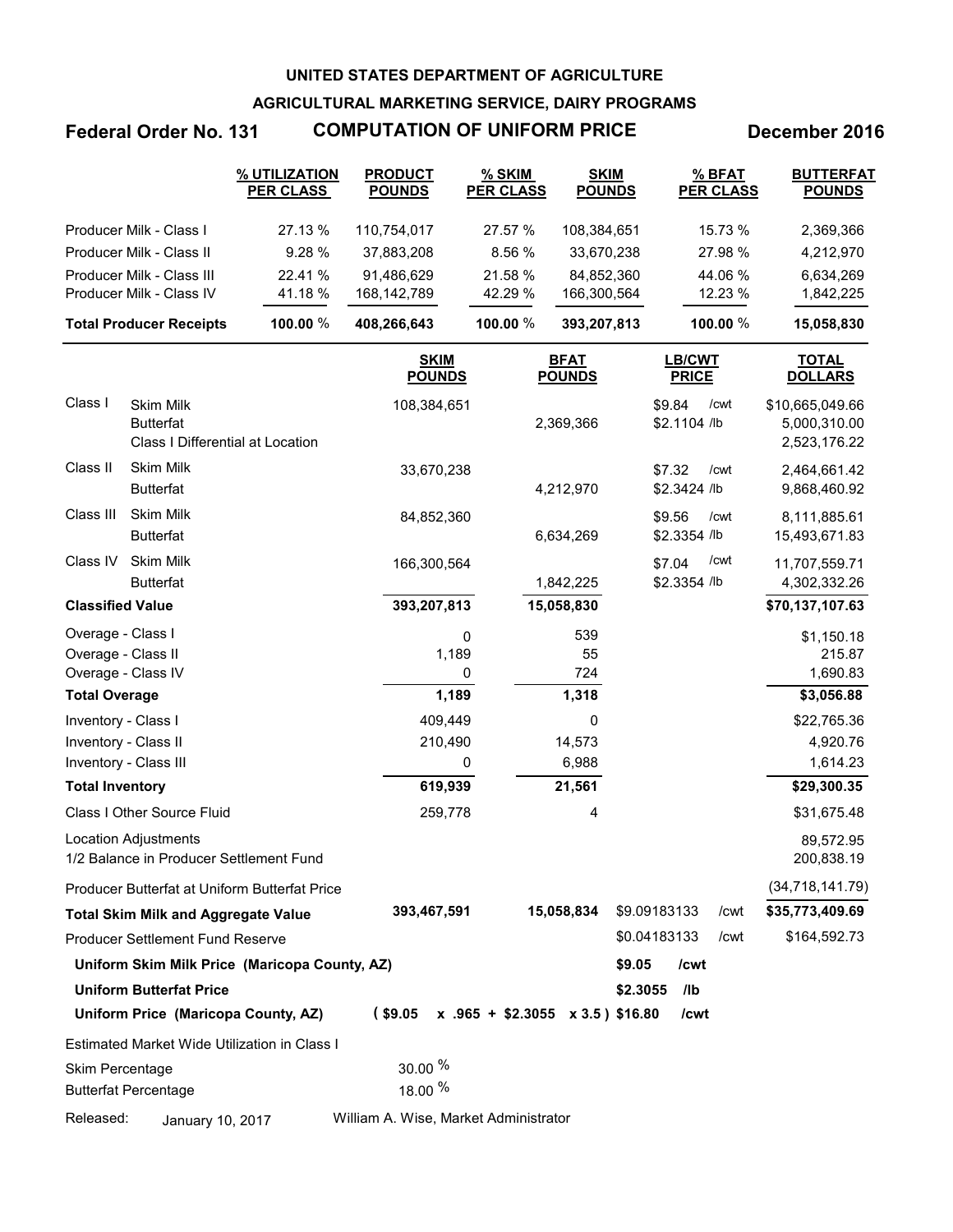# UNITED STATES DEPARTMENT OF AGRICULTURE

## AGRICULTURAL MARKETING SERVICE, DAIRY PROGRAMS

**Federal Order No. 131 — COMPUTATION OF UNIFORM PRICE — December 2016**

| | % UTILIZATION PER CLASS | PRODUCT POUNDS | % SKIM PER CLASS | SKIM POUNDS | % BFAT PER CLASS | BUTTERFAT POUNDS |
|---|---|---|---|---|---|---|
| Producer Milk - Class I | 27.13 % | 110,754,017 | 27.57 % | 108,384,651 | 15.73 % | 2,369,366 |
| Producer Milk - Class II | 9.28 % | 37,883,208 | 8.56 % | 33,670,238 | 27.98 % | 4,212,970 |
| Producer Milk - Class III | 22.41 % | 91,486,629 | 21.58 % | 84,852,360 | 44.06 % | 6,634,269 |
| Producer Milk - Class IV | 41.18 % | 168,142,789 | 42.29 % | 166,300,564 | 12.23 % | 1,842,225 |
| **Total Producer Receipts** | **100.00** % | **408,266,643** | **100.00** % | **393,207,813** | **100.00** % | **15,058,830** |

| | | SKIM POUNDS | BFAT POUNDS | LB/CWT PRICE | TOTAL DOLLARS |
|---|---|---|---|---|---|
| Class I | Skim Milk | 108,384,651 | | $9.84 /cwt | $10,665,049.66 |
| | Butterfat | | 2,369,366 | $2.1104 /lb | 5,000,310.00 |
| | Class I Differential at Location | | | | 2,523,176.22 |
| Class II | Skim Milk | 33,670,238 | | $7.32 /cwt | 2,464,661.42 |
| | Butterfat | | 4,212,970 | $2.3424 /lb | 9,868,460.92 |
| Class III | Skim Milk | 84,852,360 | | $9.56 /cwt | 8,111,885.61 |
| | Butterfat | | 6,634,269 | $2.3354 /lb | 15,493,671.83 |
| Class IV | Skim Milk | 166,300,564 | | $7.04 /cwt | 11,707,559.71 |
| | Butterfat | | 1,842,225 | $2.3354 /lb | 4,302,332.26 |
| **Classified Value** | | **393,207,813** | **15,058,830** | | **$70,137,107.63** |
| Overage - Class I | | 0 | 539 | | $1,150.18 |
| Overage - Class II | | 1,189 | 55 | | 215.87 |
| Overage - Class IV | | 0 | 724 | | 1,690.83 |
| **Total Overage** | | **1,189** | **1,318** | | **$3,056.88** |
| Inventory - Class I | | 409,449 | 0 | | $22,765.36 |
| Inventory - Class II | | 210,490 | 14,573 | | 4,920.76 |
| Inventory - Class III | | 0 | 6,988 | | 1,614.23 |
| **Total Inventory** | | **619,939** | **21,561** | | **$29,300.35** |
| Class I Other Source Fluid | | 259,778 | 4 | | $31,675.48 |
| Location Adjustments | | | | | 89,572.95 |
| 1/2 Balance in Producer Settlement Fund | | | | | 200,838.19 |
| Producer Butterfat at Uniform Butterfat Price | | | | | (34,718,141.79) |
| **Total Skim Milk and Aggregate Value** | | **393,467,591** | **15,058,834** | $9.09183133 /cwt | **$35,773,409.69** |
| Producer Settlement Fund Reserve | | | | $0.04183133 /cwt | $164,592.73 |
| **Uniform Skim Milk Price (Maricopa County, AZ)** | | | | **$9.05 /cwt** | |
| **Uniform Butterfat Price** | | | | **$2.3055 /lb** | |
| **Uniform Price (Maricopa County, AZ)** | | **( $9.05 x .965 + $2.3055 x 3.5 )** | | **$16.80 /cwt** | |

Estimated Market Wide Utilization in Class I

| | |
|---|---|
| Skim Percentage | 30.00 % |
| Butterfat Percentage | 18.00 % |

Released: January 10, 2017 — William A. Wise, Market Administrator